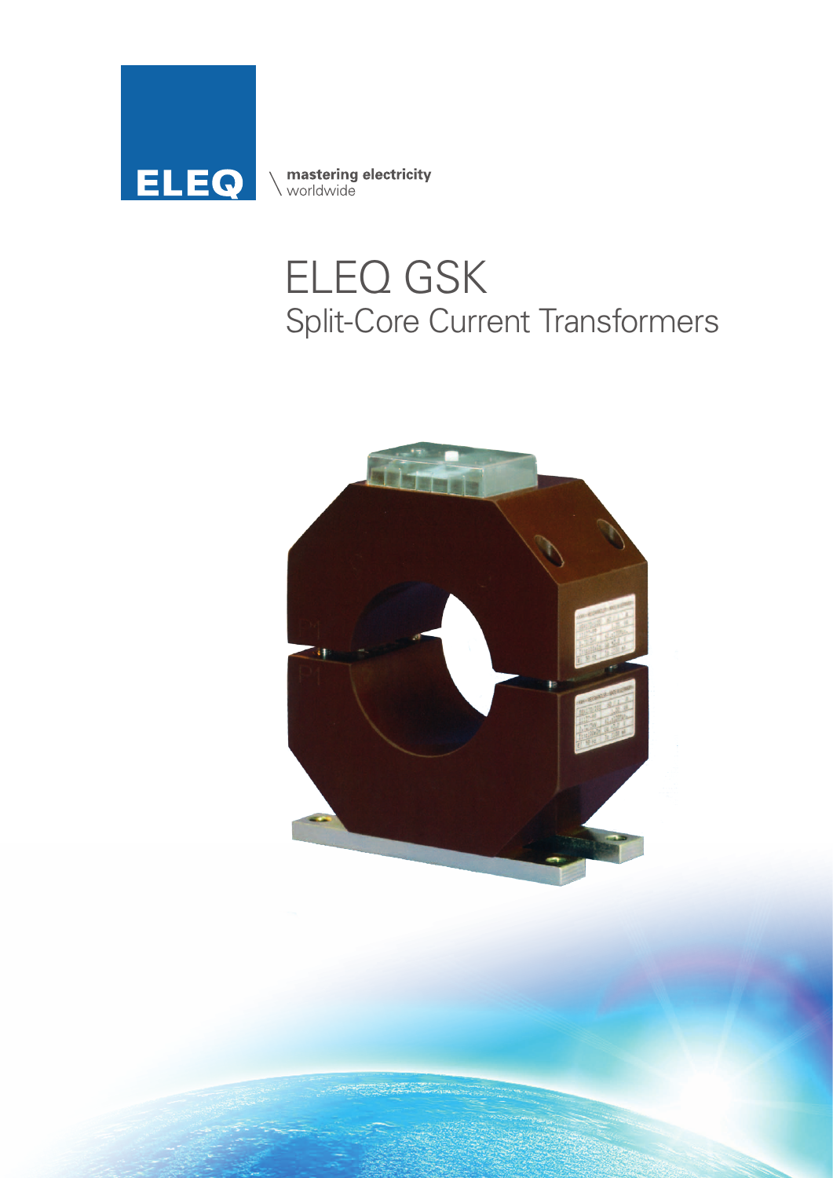ELEQ

mastering electricity
worldwide

# ELEQ GSK
## Split-Core Current Transformers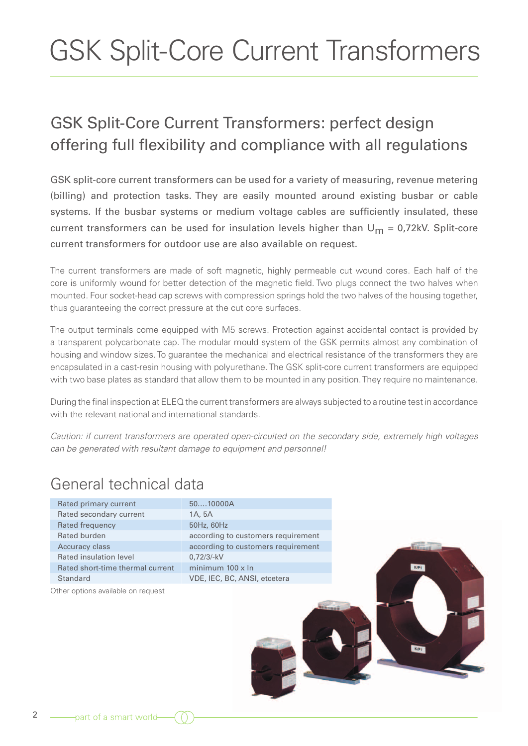# GSK Split-Core Current Transformers

## GSK Split-Core Current Transformers: perfect design offering full flexibility and compliance with all regulations

GSK split-core current transformers can be used for a variety of measuring, revenue metering (billing) and protection tasks. They are easily mounted around existing busbar or cable systems. If the busbar systems or medium voltage cables are sufficiently insulated, these current transformers can be used for insulation levels higher than $U_m$ = 0,72kV. Split-core current transformers for outdoor use are also available on request.

The current transformers are made of soft magnetic, highly permeable cut wound cores. Each half of the core is uniformly wound for better detection of the magnetic field. Two plugs connect the two halves when mounted. Four socket-head cap screws with compression springs hold the two halves of the housing together, thus guaranteeing the correct pressure at the cut core surfaces.

The output terminals come equipped with M5 screws. Protection against accidental contact is provided by a transparent polycarbonate cap. The modular mould system of the GSK permits almost any combination of housing and window sizes. To guarantee the mechanical and electrical resistance of the transformers they are encapsulated in a cast-resin housing with polyurethane. The GSK split-core current transformers are equipped with two base plates as standard that allow them to be mounted in any position. They require no maintenance.

During the final inspection at ELEQ the current transformers are always subjected to a routine test in accordance with the relevant national and international standards.

*Caution: if current transformers are operated open-circuited on the secondary side, extremely high voltages can be generated with resultant damage to equipment and personnel!*

## General technical data

| | |
|---|---|
| Rated primary current | 50....10000A |
| Rated secondary current | 1A, 5A |
| Rated frequency | 50Hz, 60Hz |
| Rated burden | according to customers requirement |
| Accuracy class | according to customers requirement |
| Rated insulation level | 0,72/3/-kV |
| Rated short-time thermal current | minimum 100 x In |
| Standard | VDE, IEC, BC, ANSI, etcetera |

Other options available on request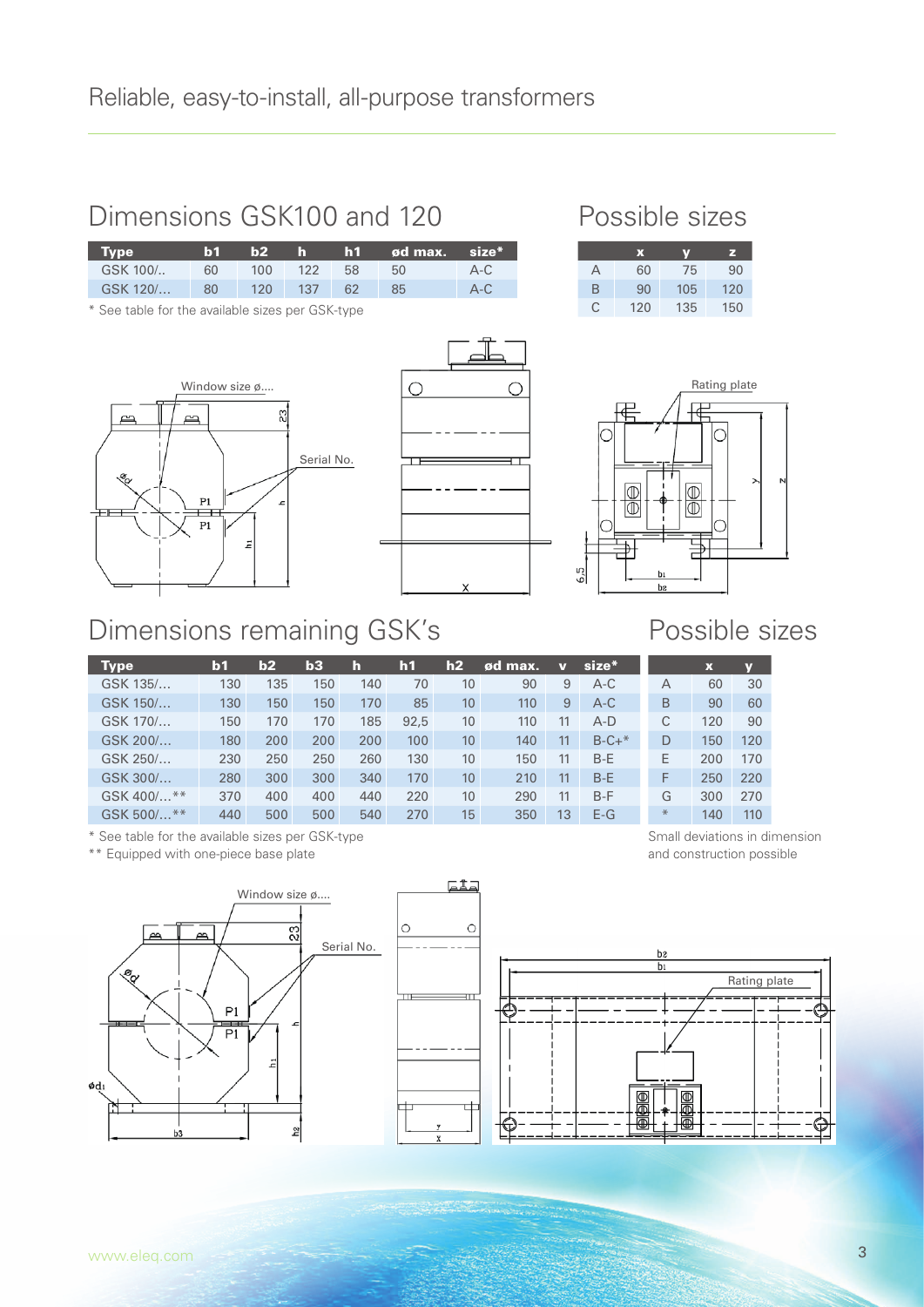Reliable, easy-to-install, all-purpose transformers

## Dimensions GSK100 and 120

| Type | b1 | b2 | h | h1 | ød max. | size* |
|---|---|---|---|---|---|---|
| GSK 100/.. | 60 | 100 | 122 | 58 | 50 | A-C |
| GSK 120/… | 80 | 120 | 137 | 62 | 85 | A-C |

\* See table for the available sizes per GSK-type

## Possible sizes

| | x | y | z |
|---|---|---|---|
| A | 60 | 75 | 90 |
| B | 90 | 105 | 120 |
| C | 120 | 135 | 150 |

Window size ø....

Serial No.

Rating plate

## Dimensions remaining GSK's

| Type | b1 | b2 | b3 | h | h1 | h2 | ød max. | v | size* |
|---|---|---|---|---|---|---|---|---|---|
| GSK 135/… | 130 | 135 | 150 | 140 | 70 | 10 | 90 | 9 | A-C |
| GSK 150/… | 130 | 150 | 150 | 170 | 85 | 10 | 110 | 9 | A-C |
| GSK 170/… | 150 | 170 | 170 | 185 | 92,5 | 10 | 110 | 11 | A-D |
| GSK 200/… | 180 | 200 | 200 | 200 | 100 | 10 | 140 | 11 | B-C+* |
| GSK 250/… | 230 | 250 | 250 | 260 | 130 | 10 | 150 | 11 | B-E |
| GSK 300/… | 280 | 300 | 300 | 340 | 170 | 10 | 210 | 11 | B-E |
| GSK 400/…** | 370 | 400 | 400 | 440 | 220 | 10 | 290 | 11 | B-F |
| GSK 500/…** | 440 | 500 | 500 | 540 | 270 | 15 | 350 | 13 | E-G |

\* See table for the available sizes per GSK-type

\*\* Equipped with one-piece base plate

## Possible sizes

| | x | y |
|---|---|---|
| A | 60 | 30 |
| B | 90 | 60 |
| C | 120 | 90 |
| D | 150 | 120 |
| E | 200 | 170 |
| F | 250 | 220 |
| G | 300 | 270 |
| * | 140 | 110 |

Small deviations in dimension and construction possible

Window size ø....

Serial No.

Rating plate

www.eleq.com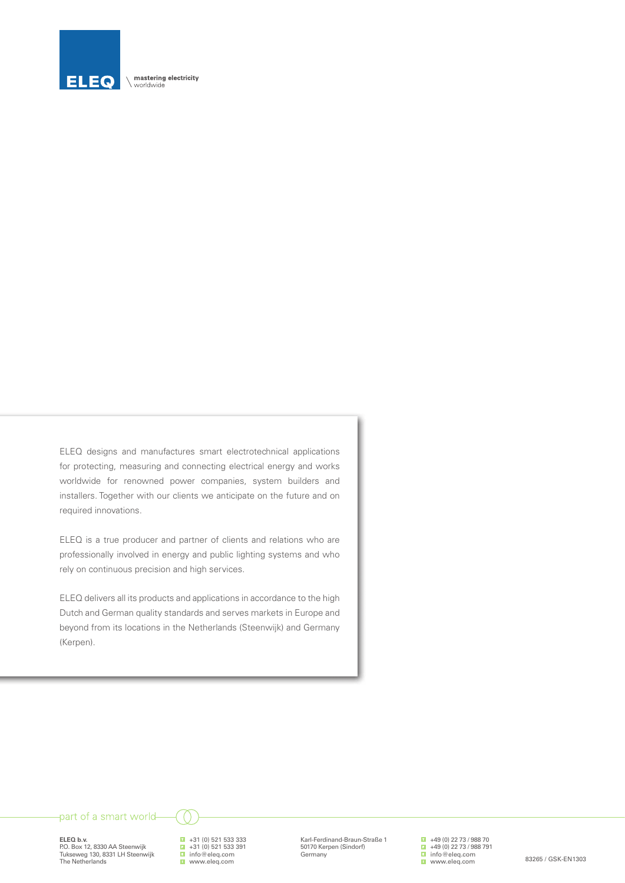ELEQ

mastering electricity worldwide

ELEQ designs and manufactures smart electrotechnical applications for protecting, measuring and connecting electrical energy and works worldwide for renowned power companies, system builders and installers. Together with our clients we anticipate on the future and on required innovations.

ELEQ is a true producer and partner of clients and relations who are professionally involved in energy and public lighting systems and who rely on continuous precision and high services.

ELEQ delivers all its products and applications in accordance to the high Dutch and German quality standards and serves markets in Europe and beyond from its locations in the Netherlands (Steenwijk) and Germany (Kerpen).

part of a smart world

**ELEQ b.v.**
P.O. Box 12, 8330 AA Steenwijk
Tukseweg 130, 8331 LH Steenwijk
The Netherlands

+31 (0) 521 533 333
+31 (0) 521 533 391
info@eleq.com
www.eleq.com

Karl-Ferdinand-Braun-Straße 1
50170 Kerpen (Sindorf)
Germany

+49 (0) 22 73 / 988 70
+49 (0) 22 73 / 988 791
info@eleq.com
www.eleq.com

83265 / GSK-EN1303